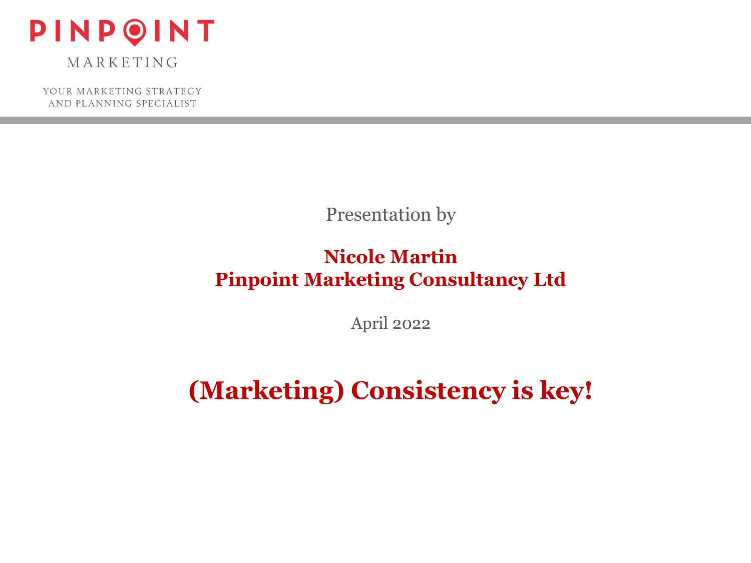PINPOINT

MARKETING

YOUR MARKETING STRATEGY AND PLANNING SPECIALIST

Presentation by

**Nicole Martin**
**Pinpoint Marketing Consultancy Ltd**

April 2022

# (Marketing) Consistency is key!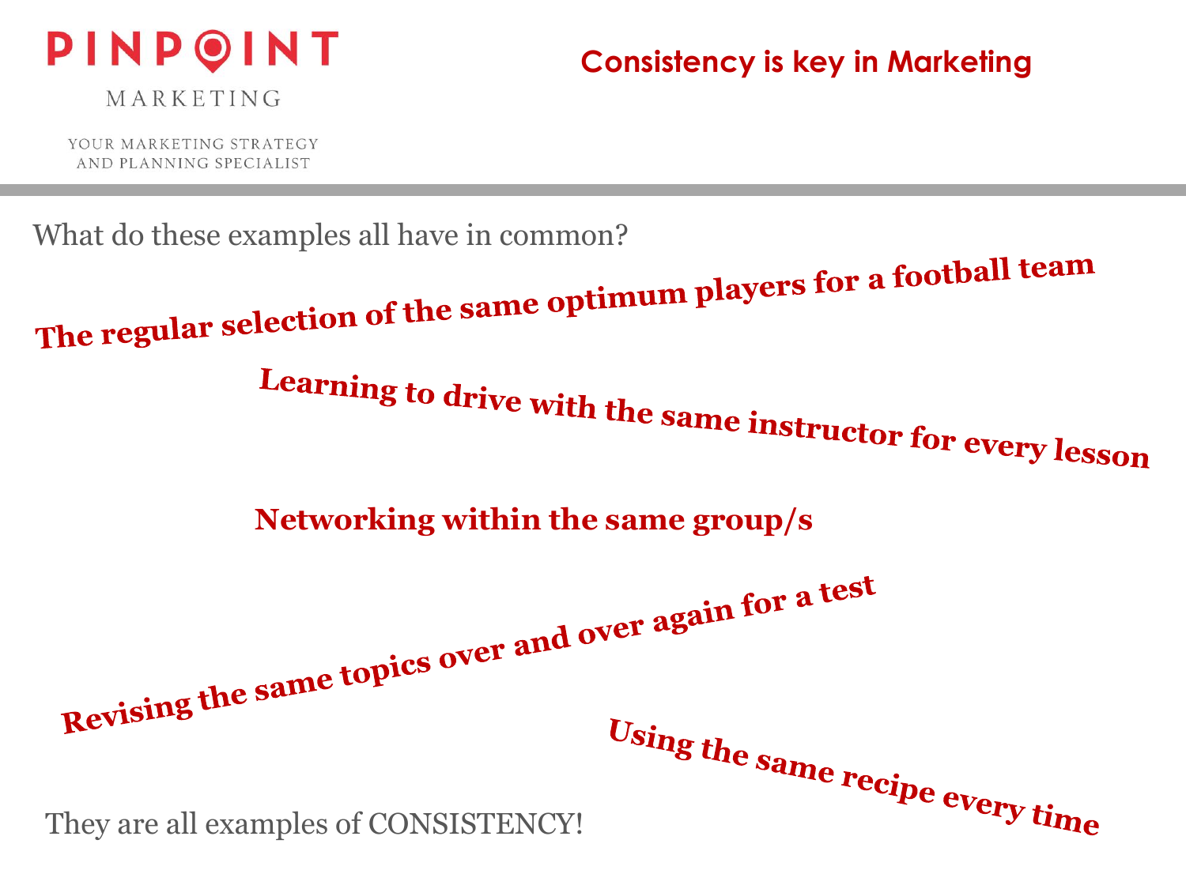# Consistency is key in Marketing

What do these examples all have in common?

**The regular selection of the same optimum players for a football team**

**Learning to drive with the same instructor for every lesson**

**Networking within the same group/s**

**Revising the same topics over and over again for a test**

**Using the same recipe every time**

They are all examples of CONSISTENCY!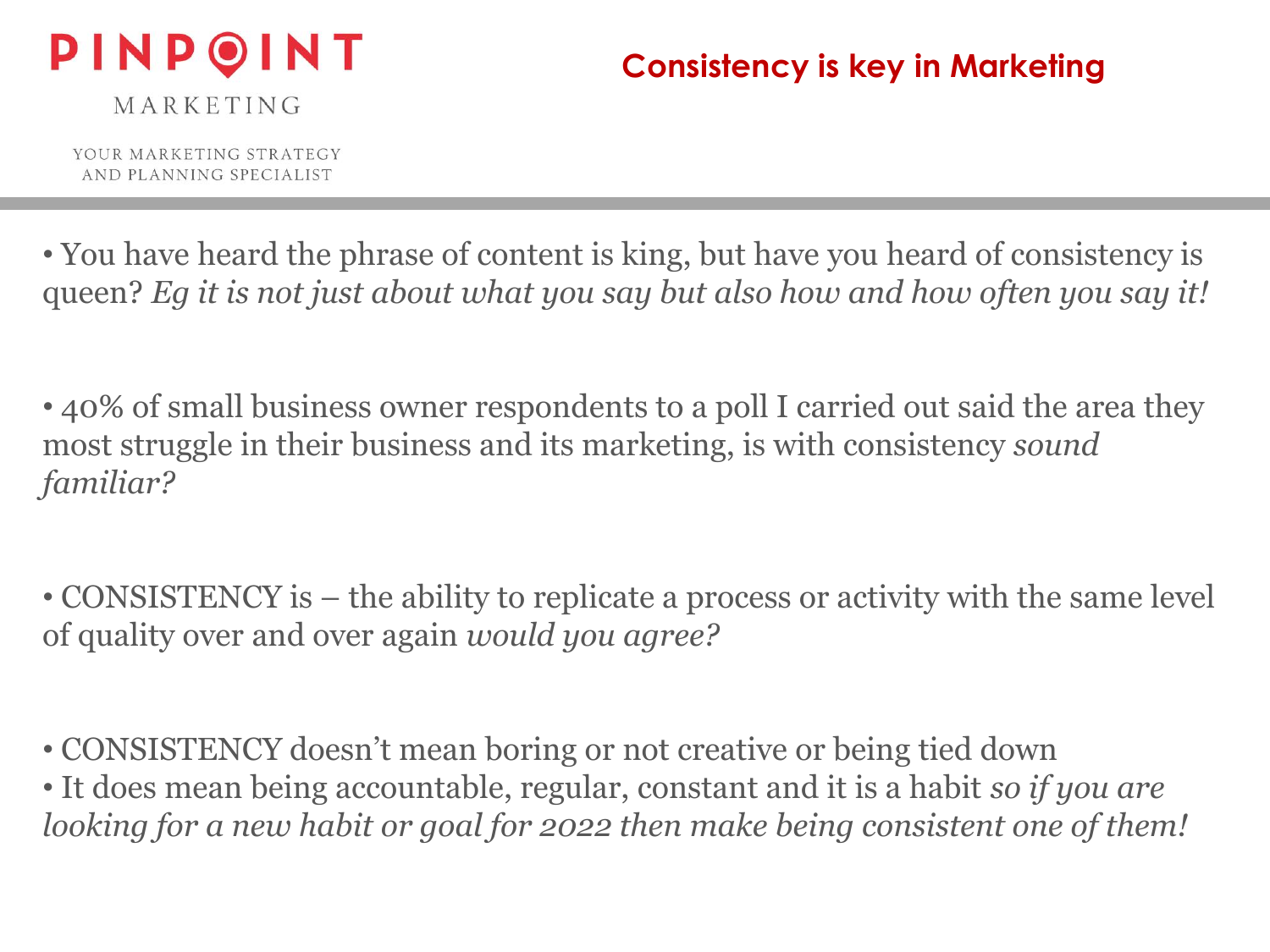# Consistency is key in Marketing

- You have heard the phrase of content is king, but have you heard of consistency is queen? *Eg it is not just about what you say but also how and how often you say it!*

- 40% of small business owner respondents to a poll I carried out said the area they most struggle in their business and its marketing, is with consistency *sound familiar?*

- CONSISTENCY is – the ability to replicate a process or activity with the same level of quality over and over again *would you agree?*

- CONSISTENCY doesn't mean boring or not creative or being tied down
- It does mean being accountable, regular, constant and it is a habit *so if you are looking for a new habit or goal for 2022 then make being consistent one of them!*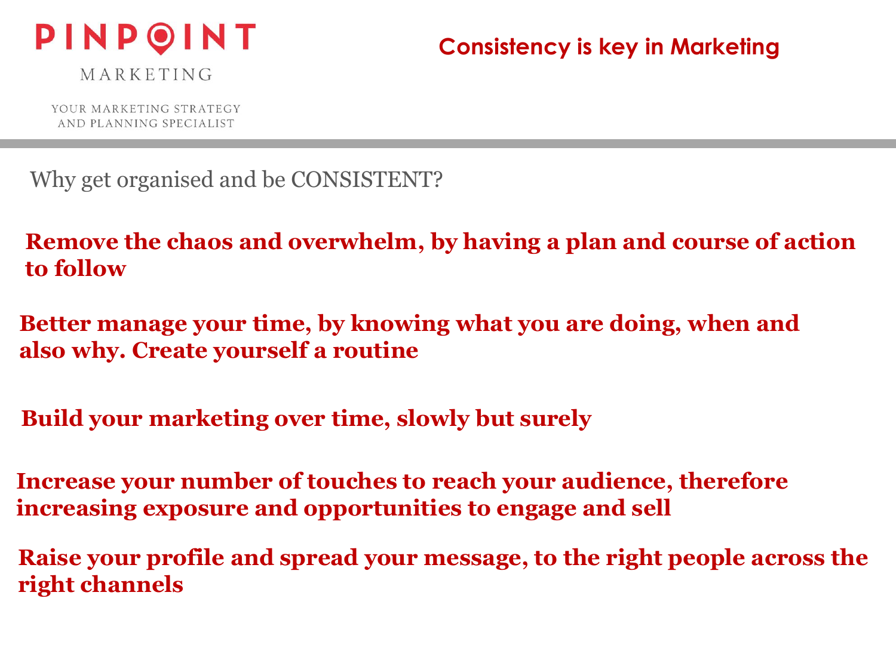PINPOINT

MARKETING

YOUR MARKETING STRATEGY AND PLANNING SPECIALIST

## Consistency is key in Marketing

Why get organised and be CONSISTENT?

**Remove the chaos and overwhelm, by having a plan and course of action to follow**

**Better manage your time, by knowing what you are doing, when and also why. Create yourself a routine**

**Build your marketing over time, slowly but surely**

**Increase your number of touches to reach your audience, therefore increasing exposure and opportunities to engage and sell**

**Raise your profile and spread your message, to the right people across the right channels**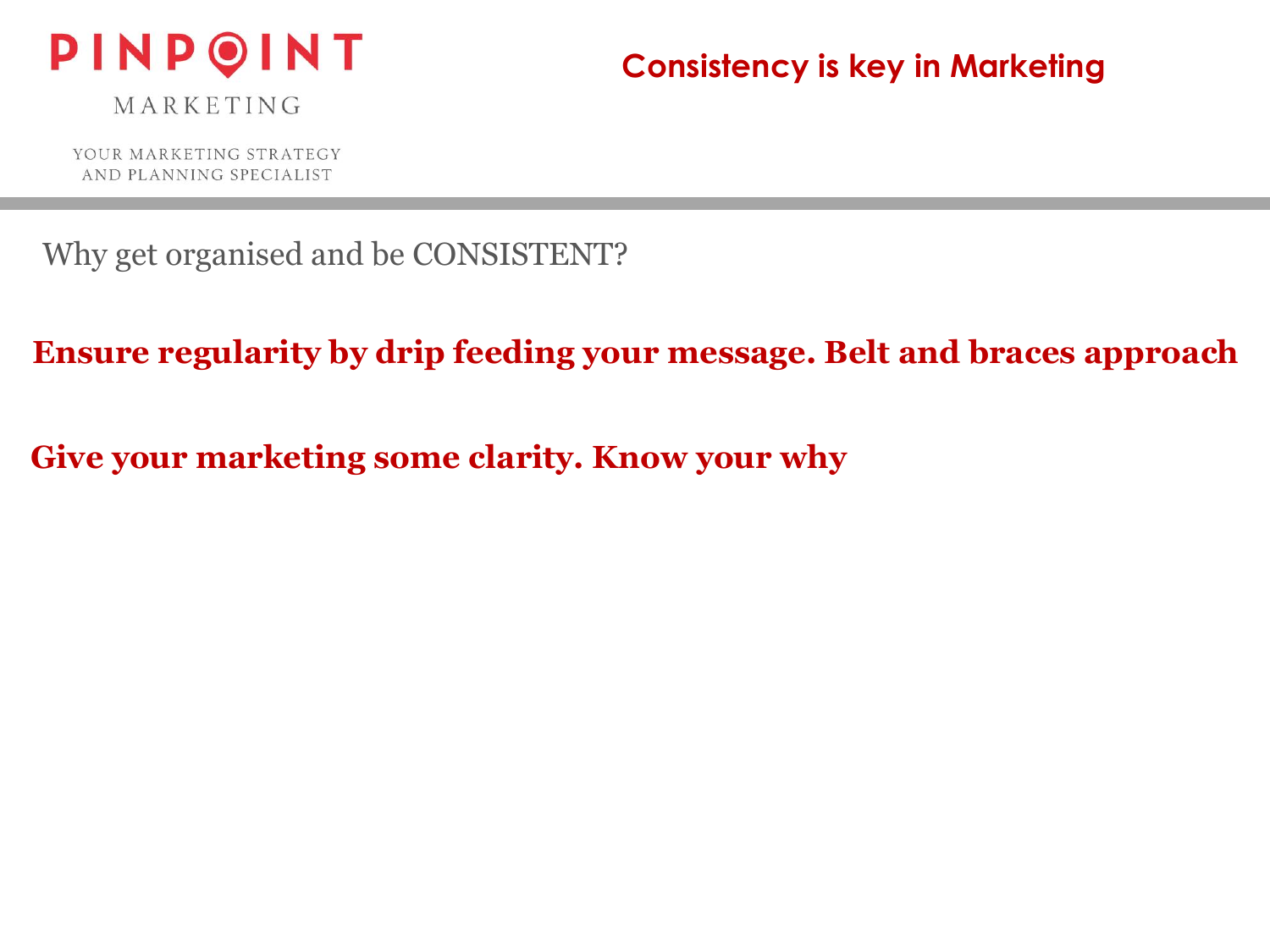## Consistency is key in Marketing

Why get organised and be CONSISTENT?

**Ensure regularity by drip feeding your message. Belt and braces approach**

**Give your marketing some clarity. Know your why**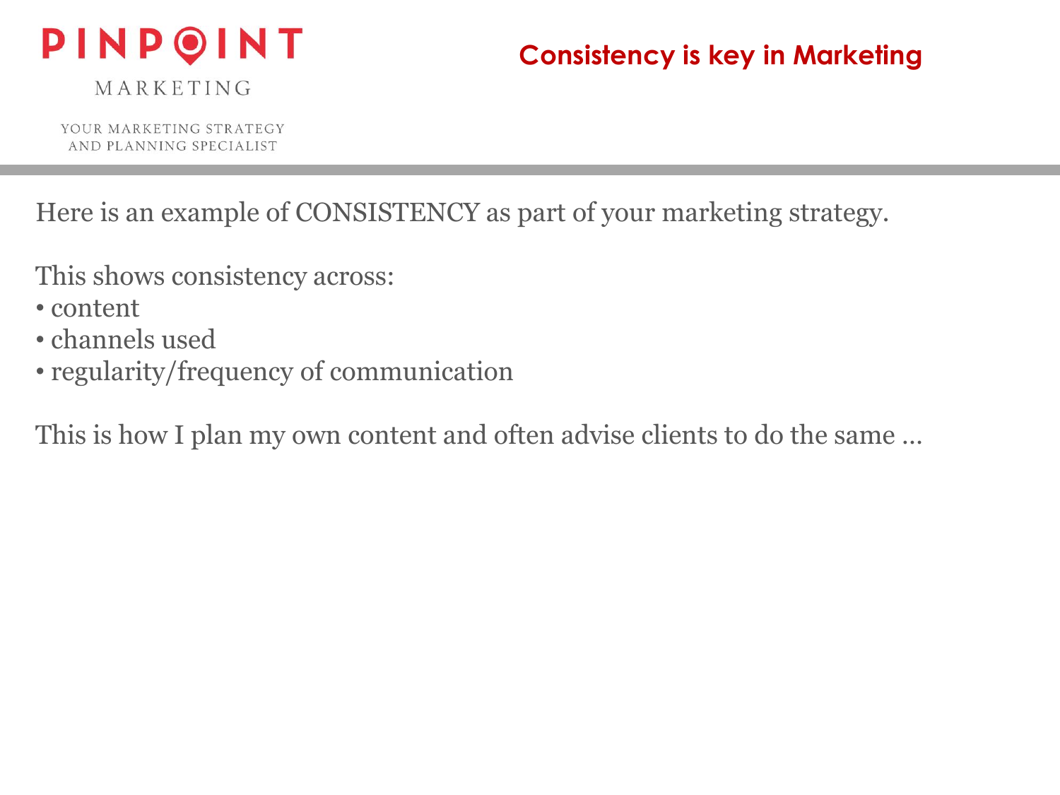# Consistency is key in Marketing

Here is an example of CONSISTENCY as part of your marketing strategy.

This shows consistency across:

- content
- channels used
- regularity/frequency of communication

This is how I plan my own content and often advise clients to do the same …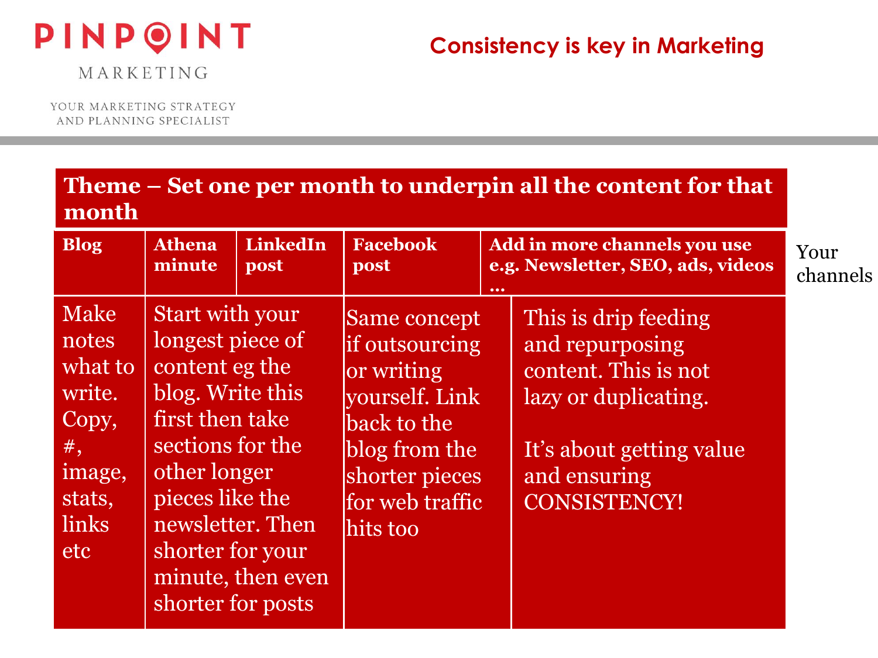## Consistency is key in Marketing

| Theme – Set one per month to underpin all the content for that month | | | | |
|---|---|---|---|---|
| **Blog** | **Athena minute** | **LinkedIn post** | **Facebook post** | **Add in more channels you use e.g. Newsletter, SEO, ads, videos …** |
| Make notes what to write. Copy, #, image, stats, links etc | Start with your longest piece of content eg the blog. Write this first then take sections for the other longer pieces like the newsletter. Then shorter for your minute, then even shorter for posts | | Same concept if outsourcing or writing yourself. Link back to the blog from the shorter pieces for web traffic hits too | This is drip feeding and repurposing content. This is not lazy or duplicating. It's about getting value and ensuring CONSISTENCY! |

Your channels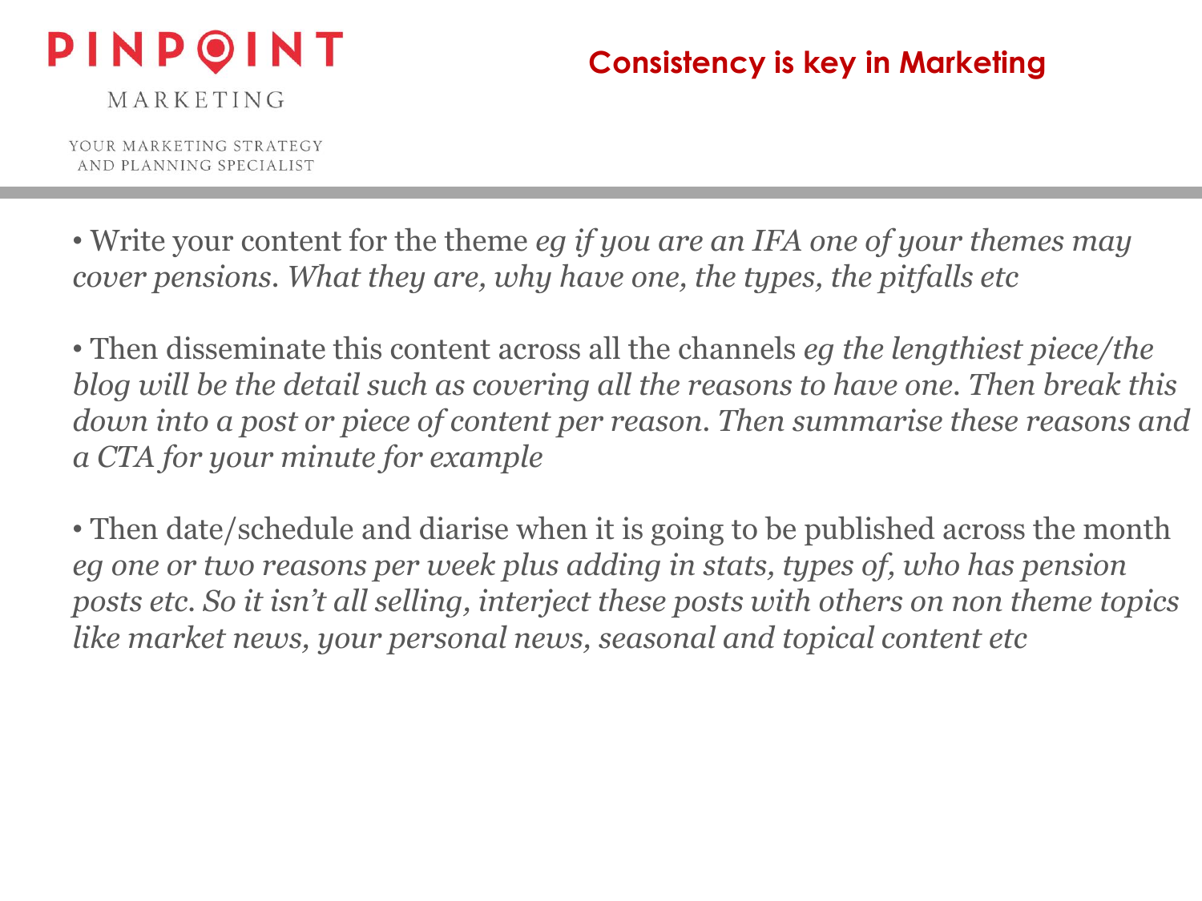# Consistency is key in Marketing

- Write your content for the theme *eg if you are an IFA one of your themes may cover pensions. What they are, why have one, the types, the pitfalls etc*

- Then disseminate this content across all the channels *eg the lengthiest piece/the blog will be the detail such as covering all the reasons to have one. Then break this down into a post or piece of content per reason. Then summarise these reasons and a CTA for your minute for example*

- Then date/schedule and diarise when it is going to be published across the month *eg one or two reasons per week plus adding in stats, types of, who has pension posts etc. So it isn't all selling, interject these posts with others on non theme topics like market news, your personal news, seasonal and topical content etc*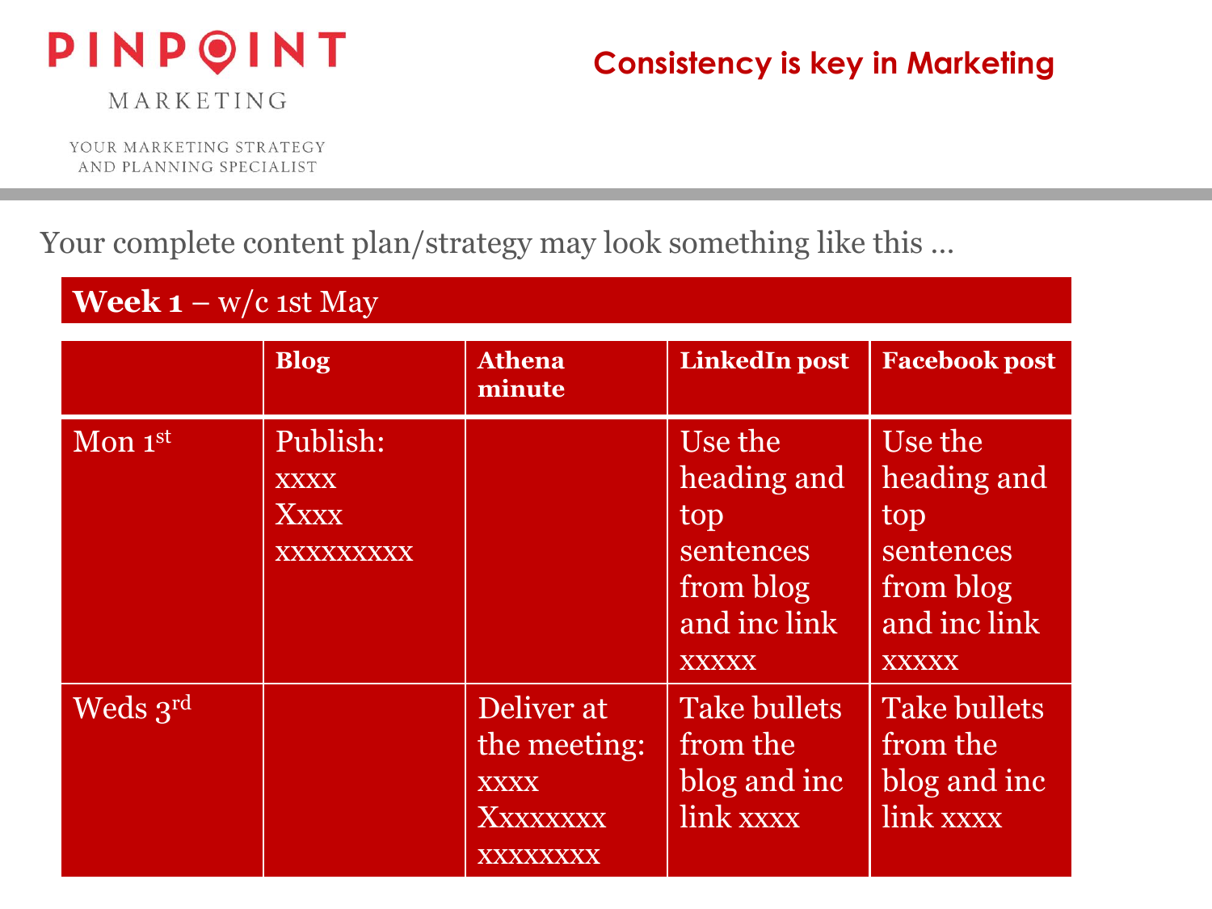## Consistency is key in Marketing

Your complete content plan/strategy may look something like this …

**Week 1** – w/c 1st May

| | **Blog** | **Athena minute** | **LinkedIn post** | **Facebook post** |
|---|---|---|---|---|
| Mon 1st | Publish: xxxx Xxxx xxxxxxxxx | | Use the heading and top sentences from blog and inc link xxxxx | Use the heading and top sentences from blog and inc link xxxxx |
| Weds 3rd | | Deliver at the meeting: xxxx Xxxxxxxx xxxxxxxx | Take bullets from the blog and inc link xxxx | Take bullets from the blog and inc link xxxx |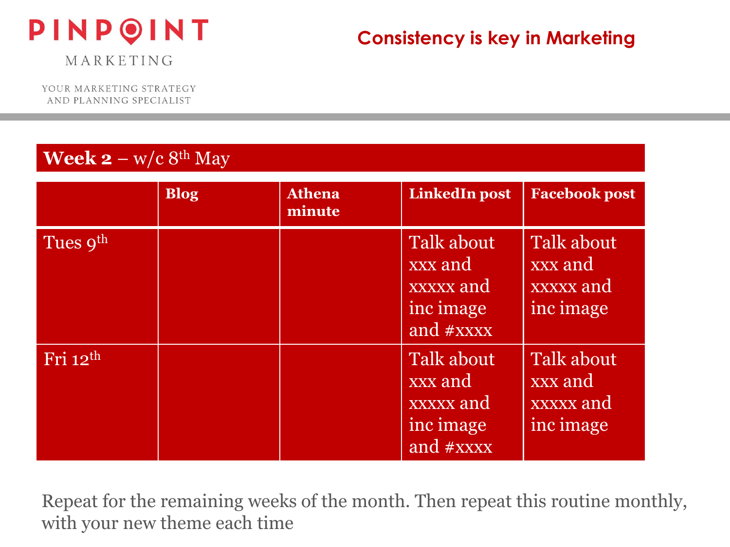PINPOINT MARKETING

YOUR MARKETING STRATEGY AND PLANNING SPECIALIST

## Consistency is key in Marketing

**Week 2** – w/c 8th May

| | Blog | Athena minute | LinkedIn post | Facebook post |
|---|---|---|---|---|
| Tues 9th | | | Talk about xxx and xxxxx and inc image and #xxxx | Talk about xxx and xxxxx and inc image |
| Fri 12th | | | Talk about xxx and xxxxx and inc image and #xxxx | Talk about xxx and xxxxx and inc image |

Repeat for the remaining weeks of the month. Then repeat this routine monthly, with your new theme each time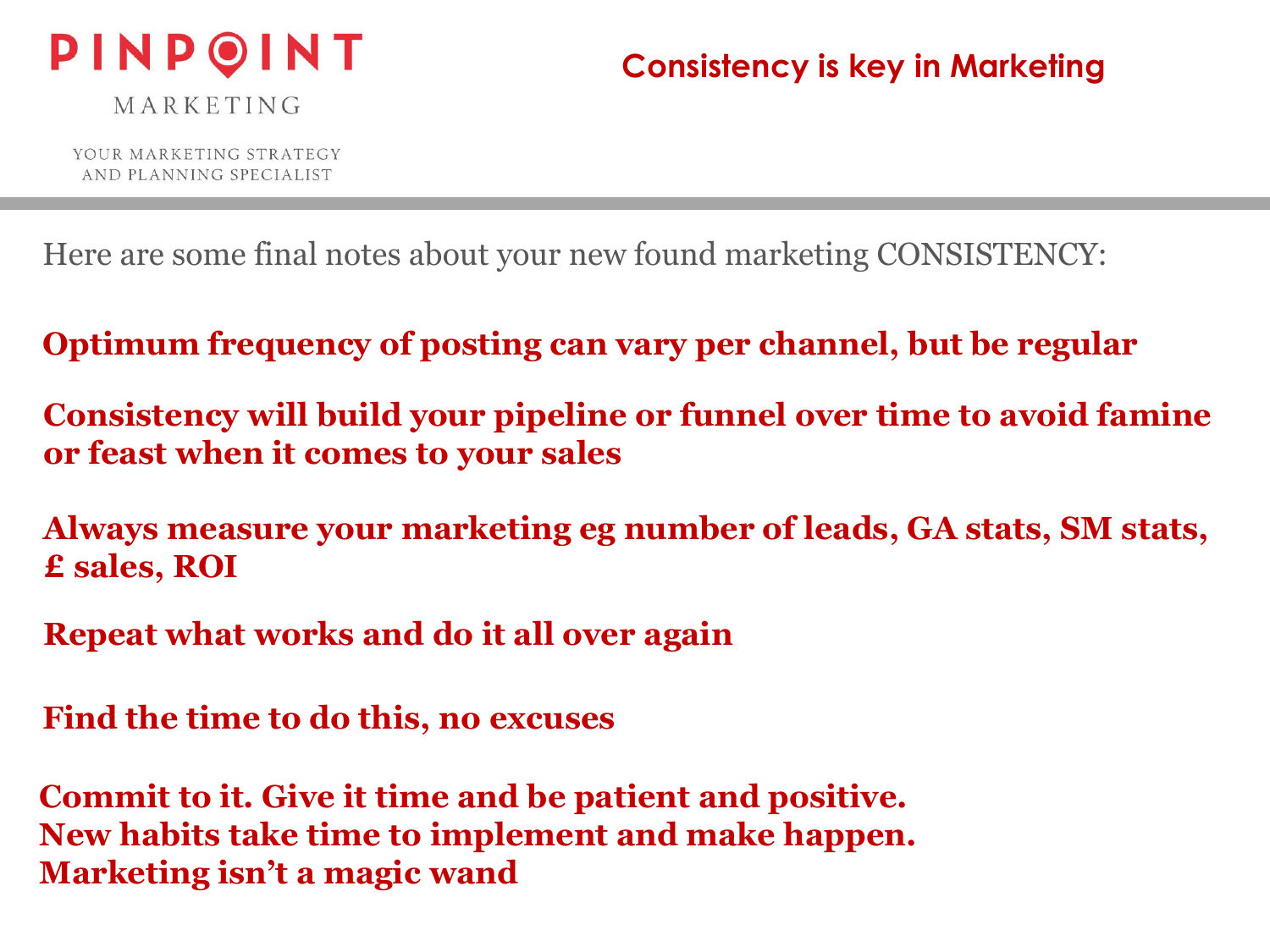PINPOINT

MARKETING

YOUR MARKETING STRATEGY AND PLANNING SPECIALIST

# Consistency is key in Marketing

Here are some final notes about your new found marketing CONSISTENCY:

**Optimum frequency of posting can vary per channel, but be regular**

**Consistency will build your pipeline or funnel over time to avoid famine or feast when it comes to your sales**

**Always measure your marketing eg number of leads, GA stats, SM stats, £ sales, ROI**

**Repeat what works and do it all over again**

**Find the time to do this, no excuses**

**Commit to it. Give it time and be patient and positive.**
**New habits take time to implement and make happen.**
**Marketing isn't a magic wand**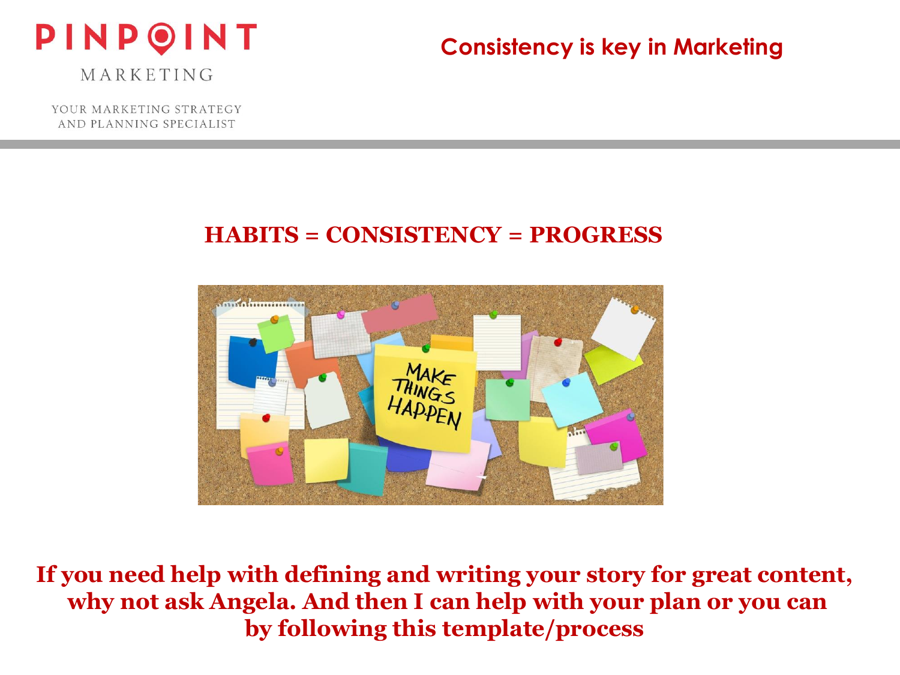# Consistency is key in Marketing

## HABITS = CONSISTENCY = PROGRESS

**If you need help with defining and writing your story for great content, why not ask Angela. And then I can help with your plan or you can by following this template/process**